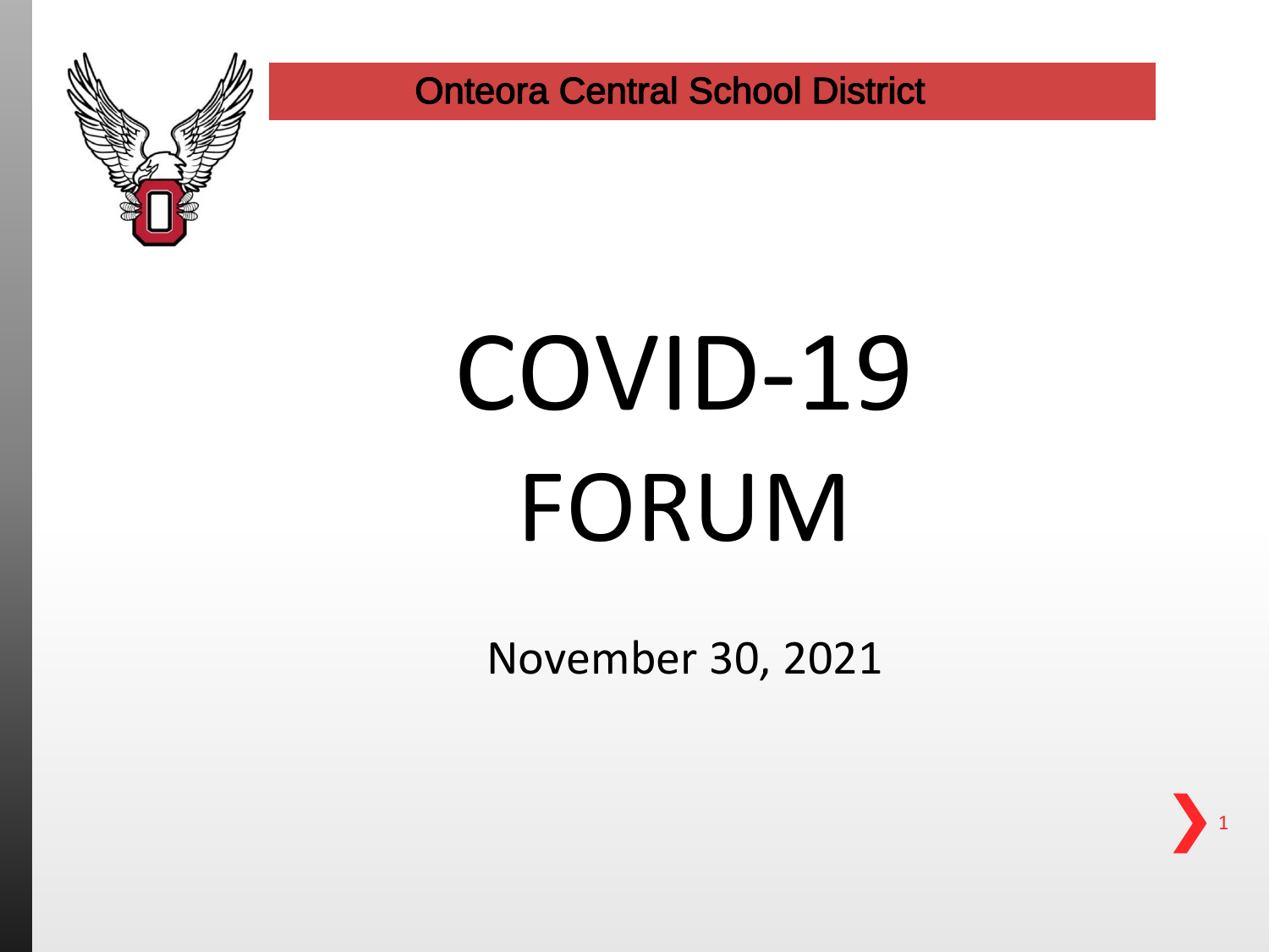Onteora Central School District

# COVID-19 FORUM

November 30, 2021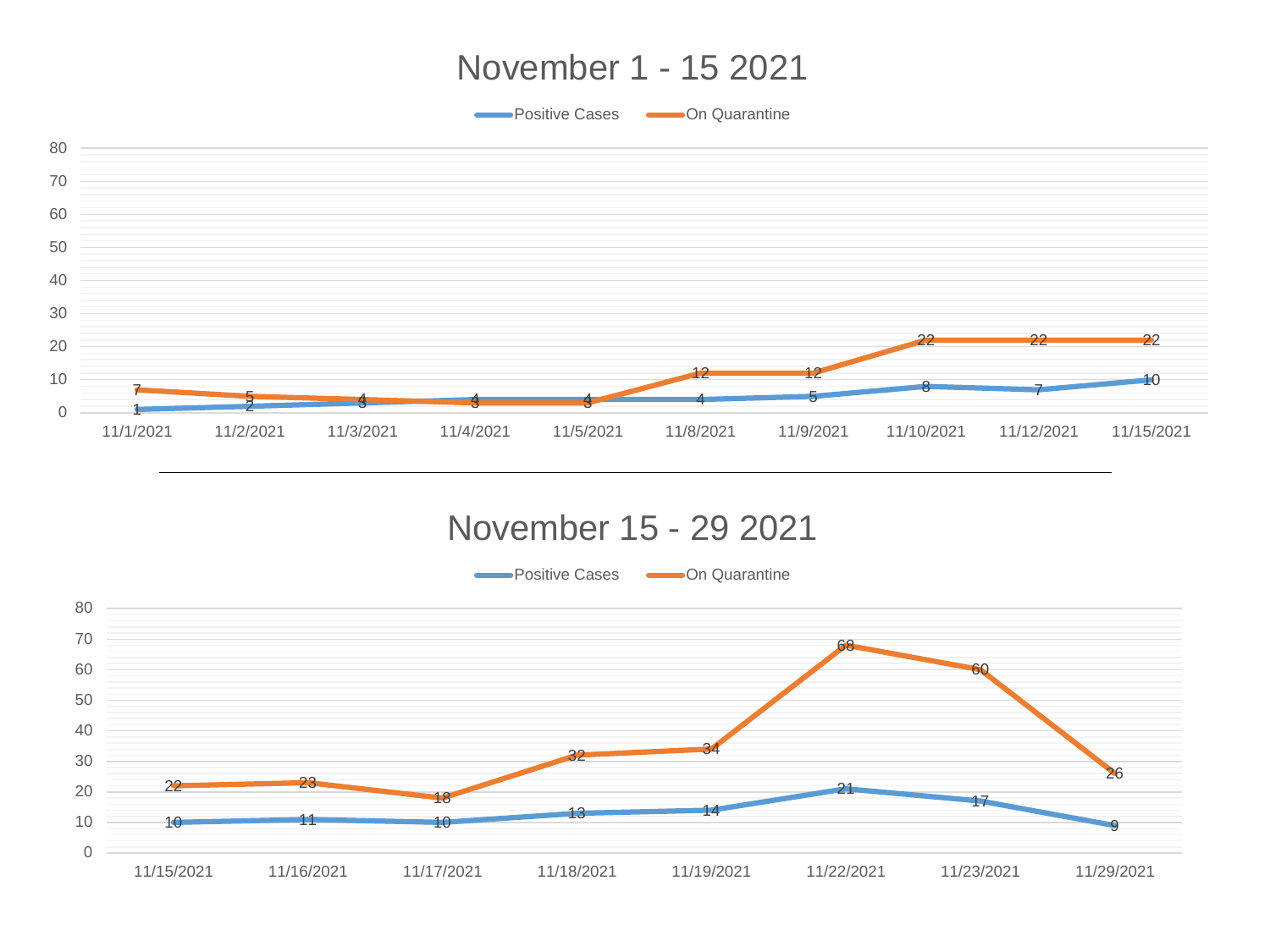# November 1 - 15 2021

Positive Cases
On Quarantine

80
70
60
50
40
30
20
10
0

7 5 4 3 3 12 12 22 22 22
1 2 3 4 4 4 5 8 7 10

11/1/2021 11/2/2021 11/3/2021 11/4/2021 11/5/2021 11/8/2021 11/9/2021 11/10/2021 11/12/2021 11/15/2021

---

# November 15 - 29 2021

Positive Cases
On Quarantine

80
70
60
50
40
30
20
10
0

22 23 18 32 34 68 60 26
10 11 10 13 14 21 17 9

11/15/2021 11/16/2021 11/17/2021 11/18/2021 11/19/2021 11/22/2021 11/23/2021 11/29/2021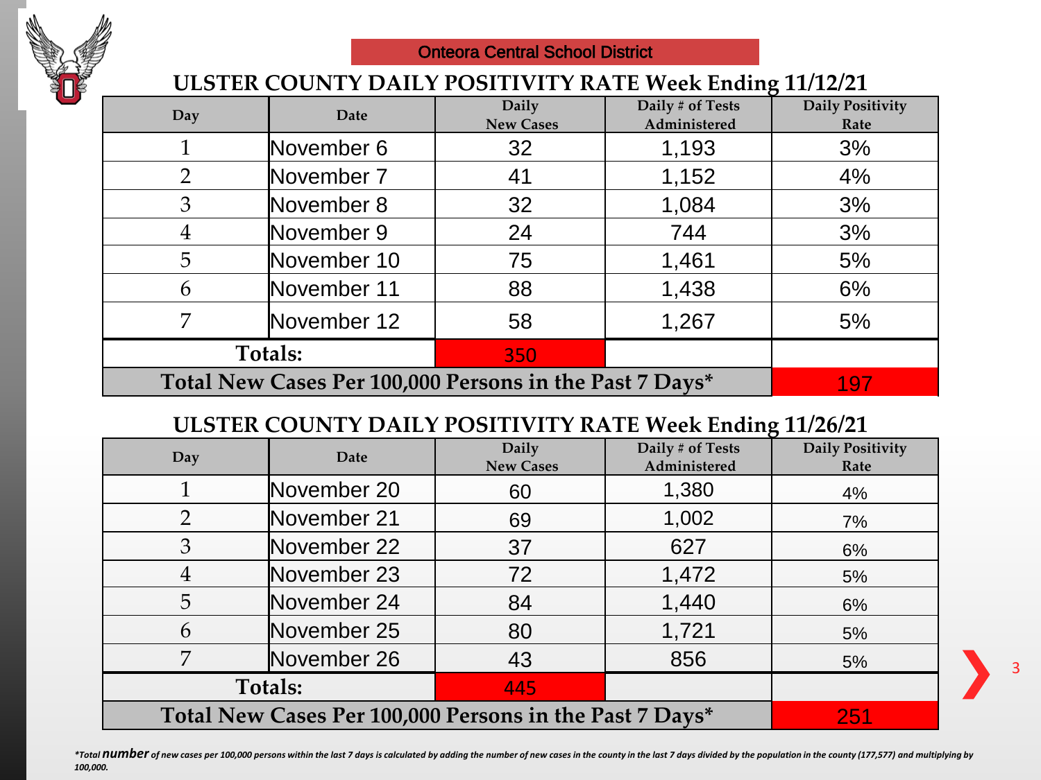Onteora Central School District

## ULSTER COUNTY DAILY POSITIVITY RATE Week Ending 11/12/21

| Day | Date | Daily New Cases | Daily # of Tests Administered | Daily Positivity Rate |
|---|---|---|---|---|
| 1 | November 6 | 32 | 1,193 | 3% |
| 2 | November 7 | 41 | 1,152 | 4% |
| 3 | November 8 | 32 | 1,084 | 3% |
| 4 | November 9 | 24 | 744 | 3% |
| 5 | November 10 | 75 | 1,461 | 5% |
| 6 | November 11 | 88 | 1,438 | 6% |
| 7 | November 12 | 58 | 1,267 | 5% |
| **Totals:** | | 350 | | |
| **Total New Cases Per 100,000 Persons in the Past 7 Days*** | | | | 197 |

## ULSTER COUNTY DAILY POSITIVITY RATE Week Ending 11/26/21

| Day | Date | Daily New Cases | Daily # of Tests Administered | Daily Positivity Rate |
|---|---|---|---|---|
| 1 | November 20 | 60 | 1,380 | 4% |
| 2 | November 21 | 69 | 1,002 | 7% |
| 3 | November 22 | 37 | 627 | 6% |
| 4 | November 23 | 72 | 1,472 | 5% |
| 5 | November 24 | 84 | 1,440 | 6% |
| 6 | November 25 | 80 | 1,721 | 5% |
| 7 | November 26 | 43 | 856 | 5% |
| **Totals:** | | 445 | | |
| **Total New Cases Per 100,000 Persons in the Past 7 Days*** | | | | 251 |

*\*Total **number** of new cases per 100,000 persons within the last 7 days is calculated by adding the number of new cases in the county in the last 7 days divided by the population in the county (177,577) and multiplying by 100,000.*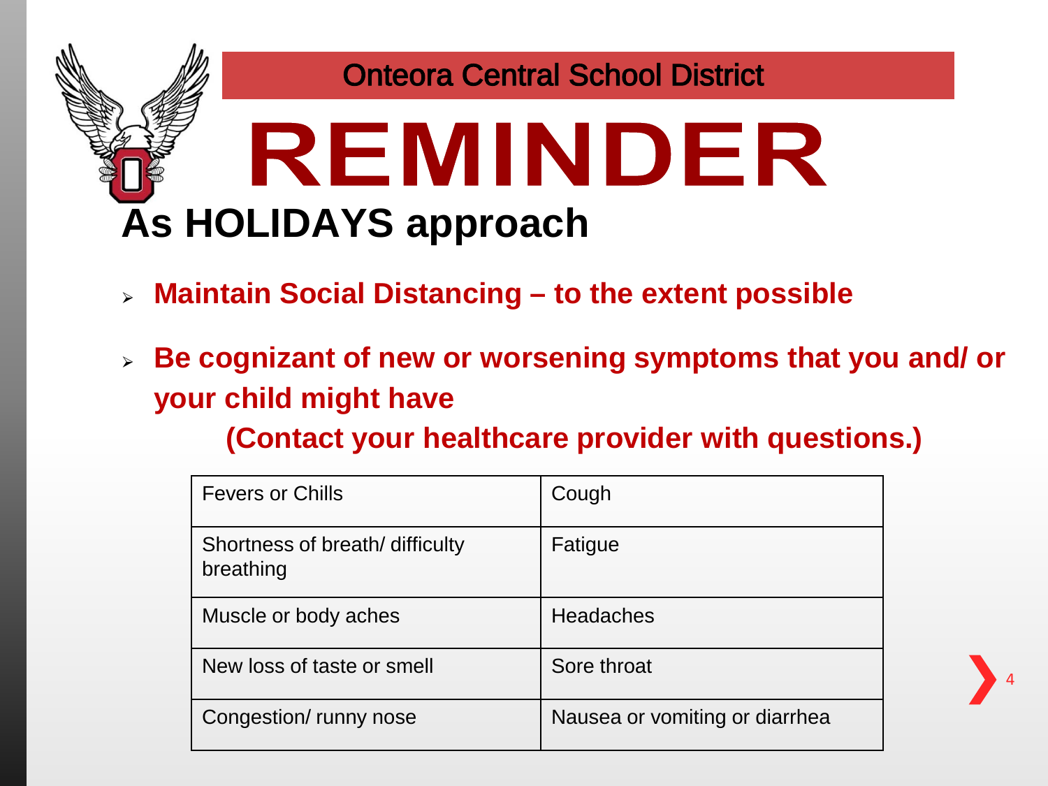Onteora Central School District

# REMINDER

## As HOLIDAYS approach

- **Maintain Social Distancing – to the extent possible**
- **Be cognizant of new or worsening symptoms that you and/ or your child might have**

  **(Contact your healthcare provider with questions.)**

| | |
|---|---|
| Fevers or Chills | Cough |
| Shortness of breath/ difficulty breathing | Fatigue |
| Muscle or body aches | Headaches |
| New loss of taste or smell | Sore throat |
| Congestion/ runny nose | Nausea or vomiting or diarrhea |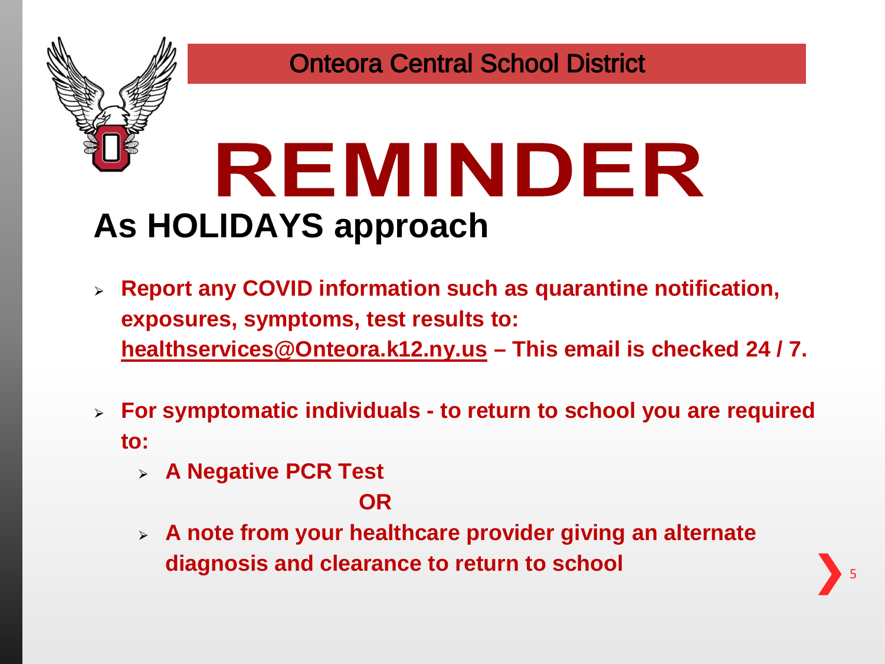Onteora Central School District

# REMINDER

## As HOLIDAYS approach

- **Report any COVID information such as quarantine notification, exposures, symptoms, test results to: healthservices@Onteora.k12.ny.us – This email is checked 24 / 7.**
- **For symptomatic individuals - to return to school you are required to:**
  - **A Negative PCR Test**

    **OR**
  - **A note from your healthcare provider giving an alternate diagnosis and clearance to return to school**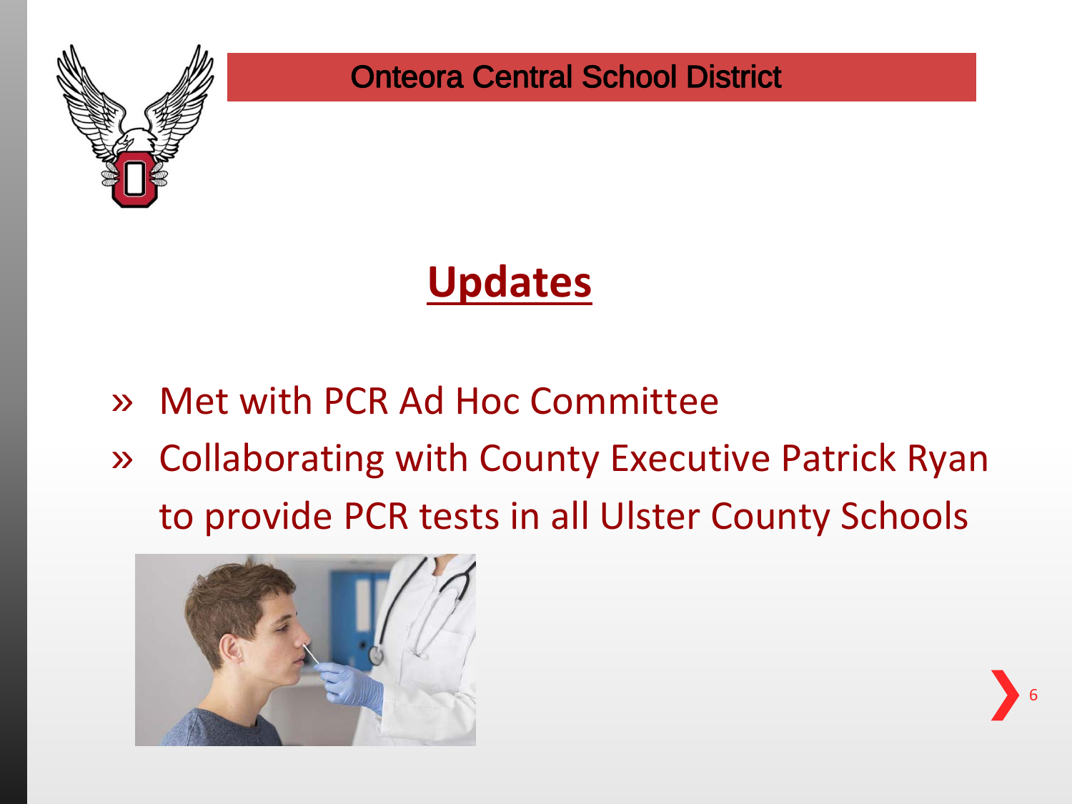Onteora Central School District

# Updates

- Met with PCR Ad Hoc Committee
- Collaborating with County Executive Patrick Ryan to provide PCR tests in all Ulster County Schools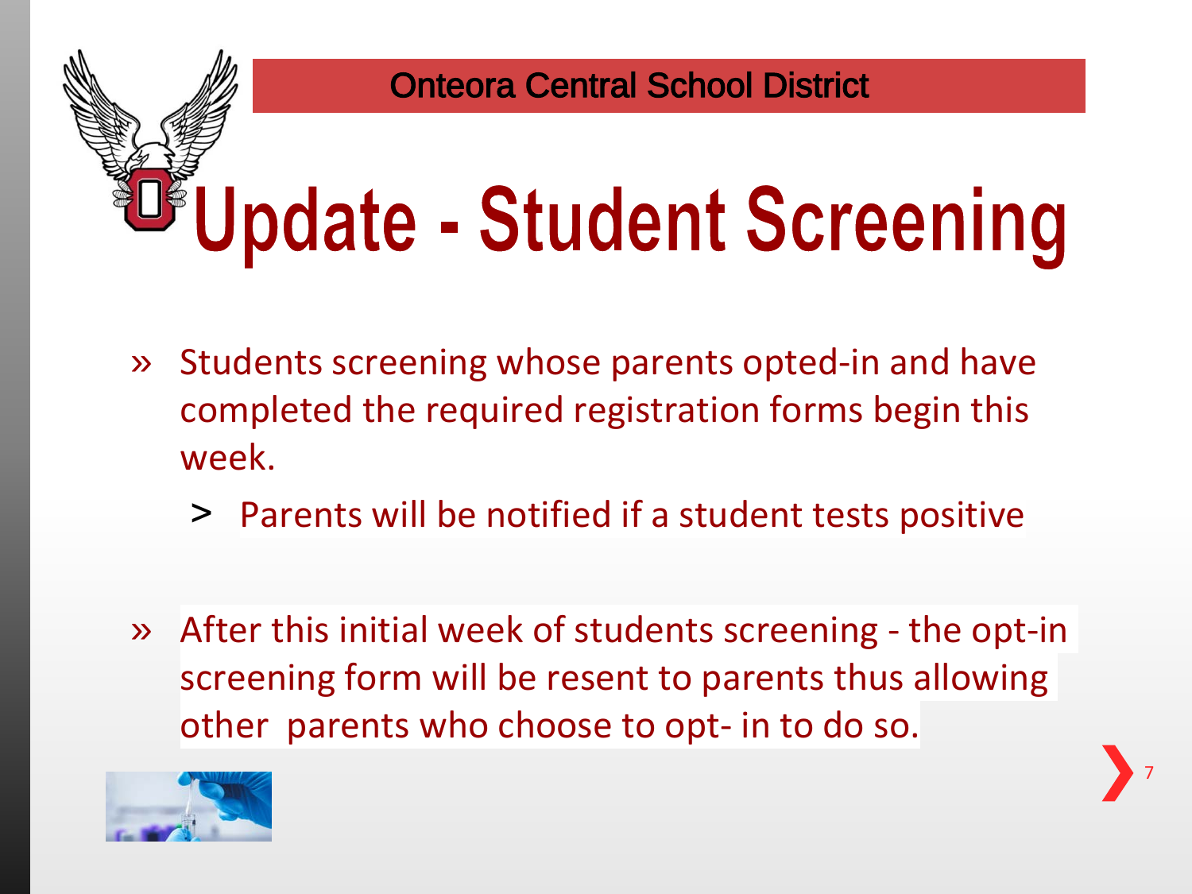Onteora Central School District

# Update - Student Screening

- Students screening whose parents opted-in and have completed the required registration forms begin this week.
  - Parents will be notified if a student tests positive

- After this initial week of students screening - the opt-in screening form will be resent to parents thus allowing other parents who choose to opt- in to do so.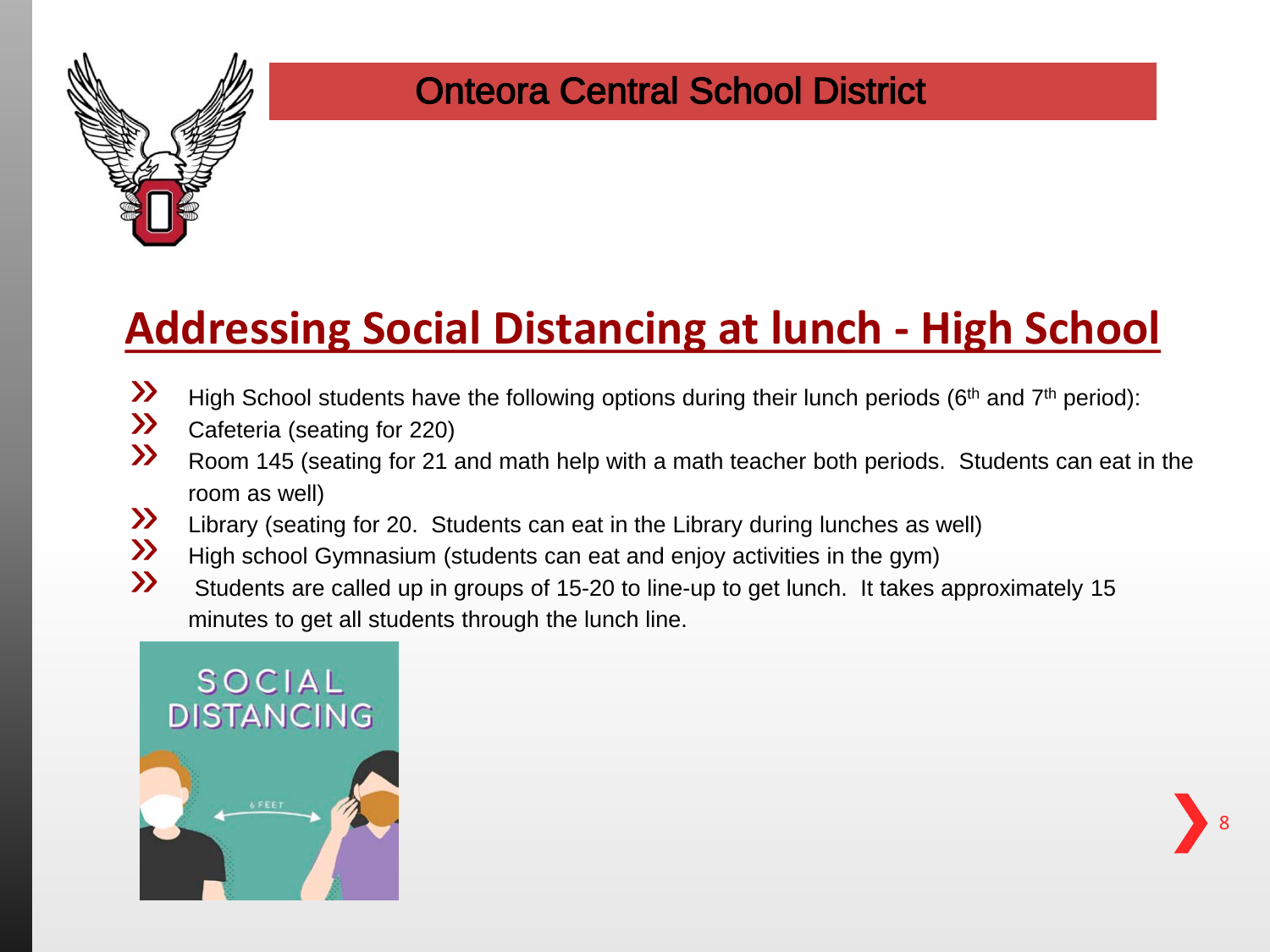## Onteora Central School District

# Addressing Social Distancing at lunch - High School

- High School students have the following options during their lunch periods (6th and 7th period):
- Cafeteria (seating for 220)
- Room 145 (seating for 21 and math help with a math teacher both periods. Students can eat in the room as well)
- Library (seating for 20. Students can eat in the Library during lunches as well)
- High school Gymnasium (students can eat and enjoy activities in the gym)
- Students are called up in groups of 15-20 to line-up to get lunch. It takes approximately 15 minutes to get all students through the lunch line.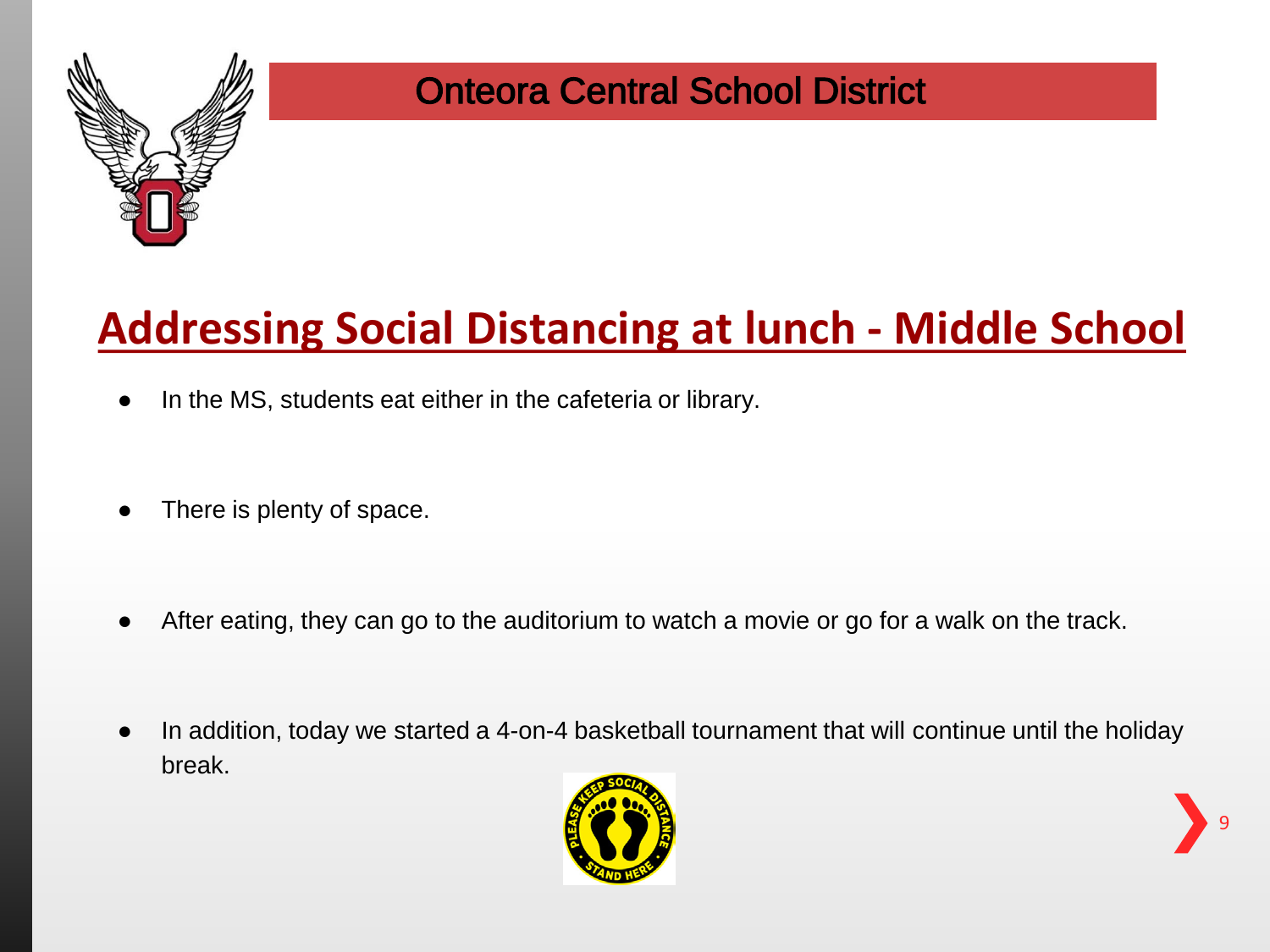Onteora Central School District

# Addressing Social Distancing at lunch - Middle School

- In the MS, students eat either in the cafeteria or library.
- There is plenty of space.
- After eating, they can go to the auditorium to watch a movie or go for a walk on the track.
- In addition, today we started a 4-on-4 basketball tournament that will continue until the holiday break.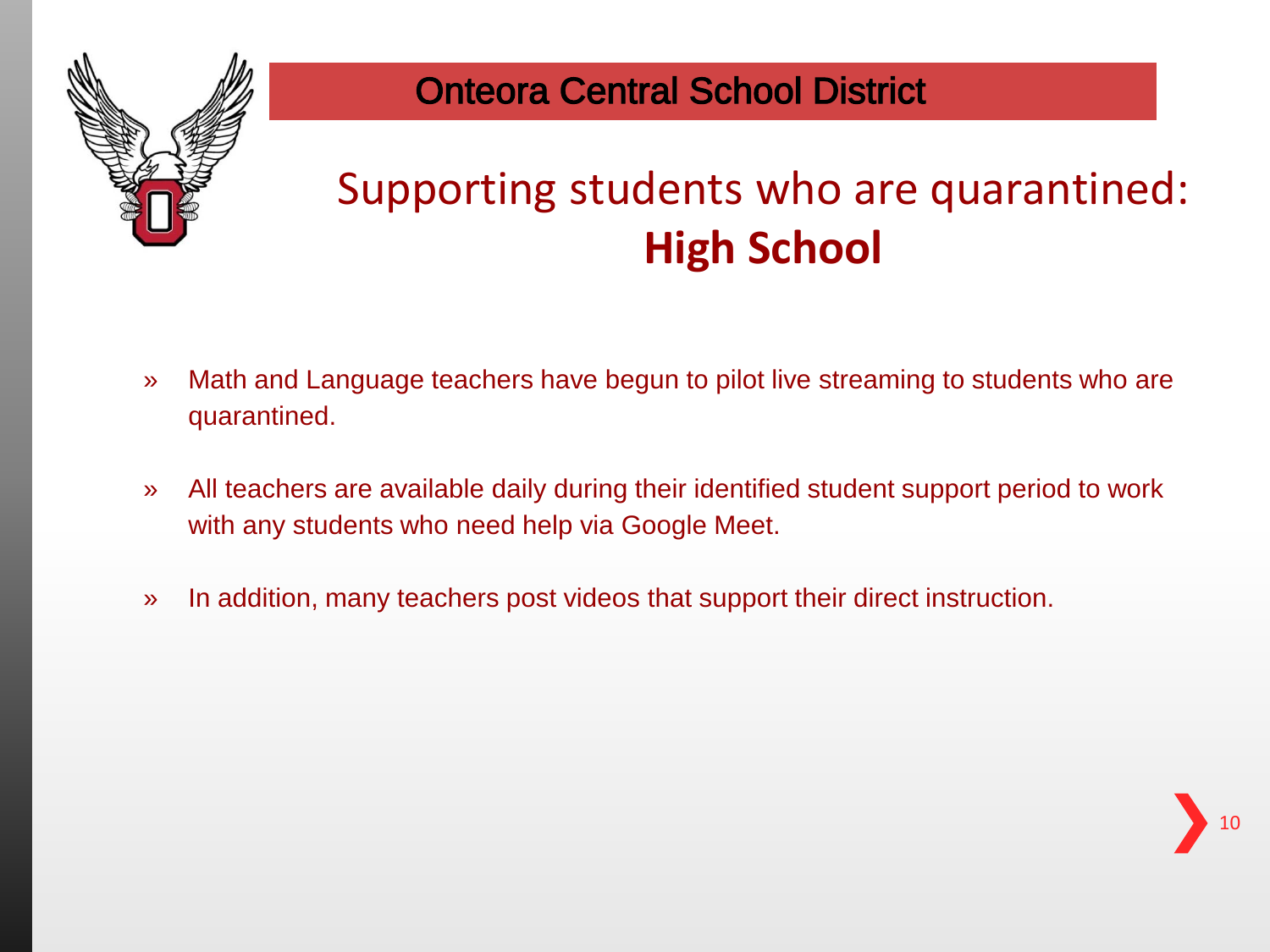Onteora Central School District

# Supporting students who are quarantined: **High School**

- Math and Language teachers have begun to pilot live streaming to students who are quarantined.
- All teachers are available daily during their identified student support period to work with any students who need help via Google Meet.
- In addition, many teachers post videos that support their direct instruction.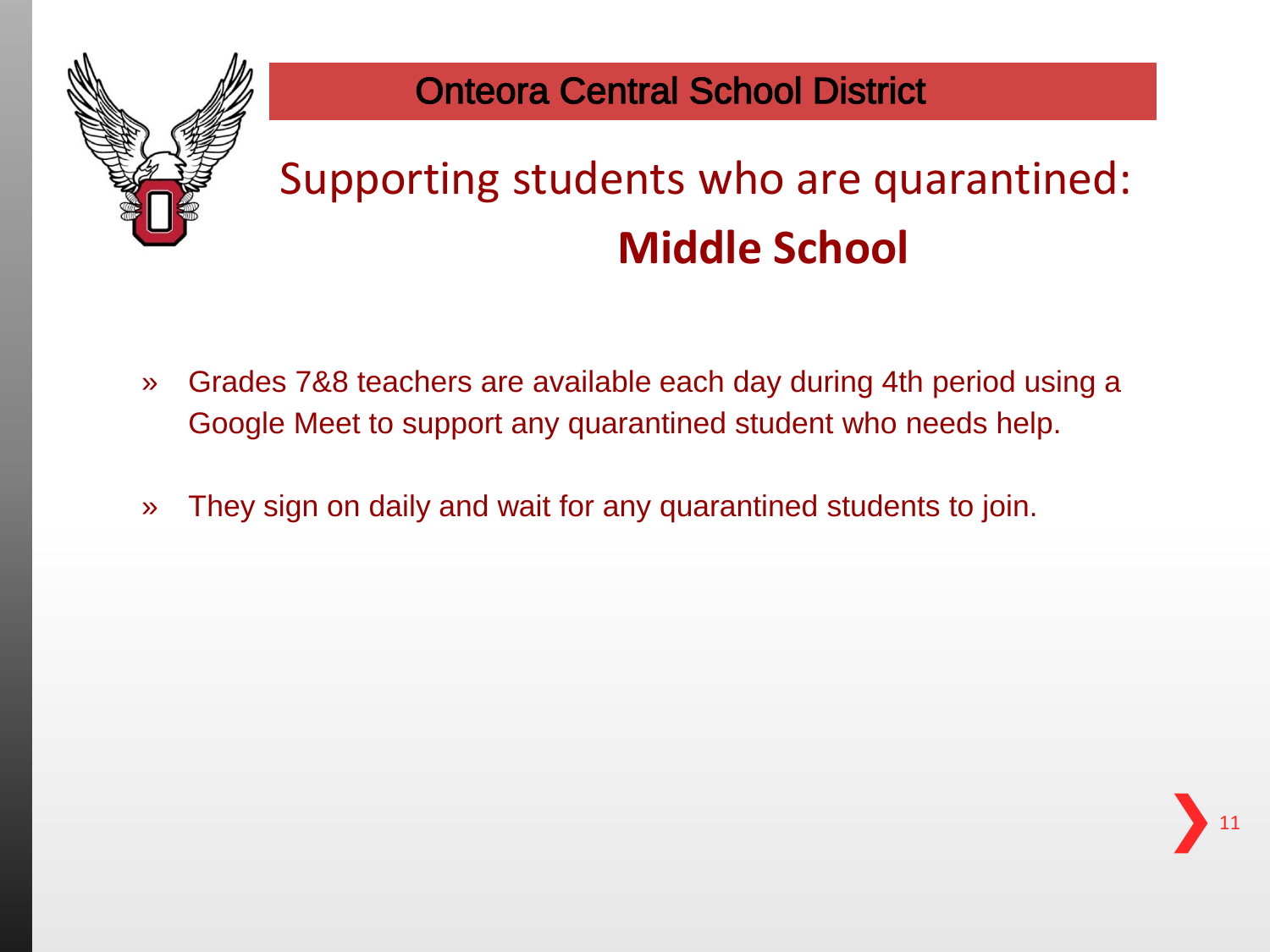Onteora Central School District

# Supporting students who are quarantined: **Middle School**

- Grades 7&8 teachers are available each day during 4th period using a Google Meet to support any quarantined student who needs help.
- They sign on daily and wait for any quarantined students to join.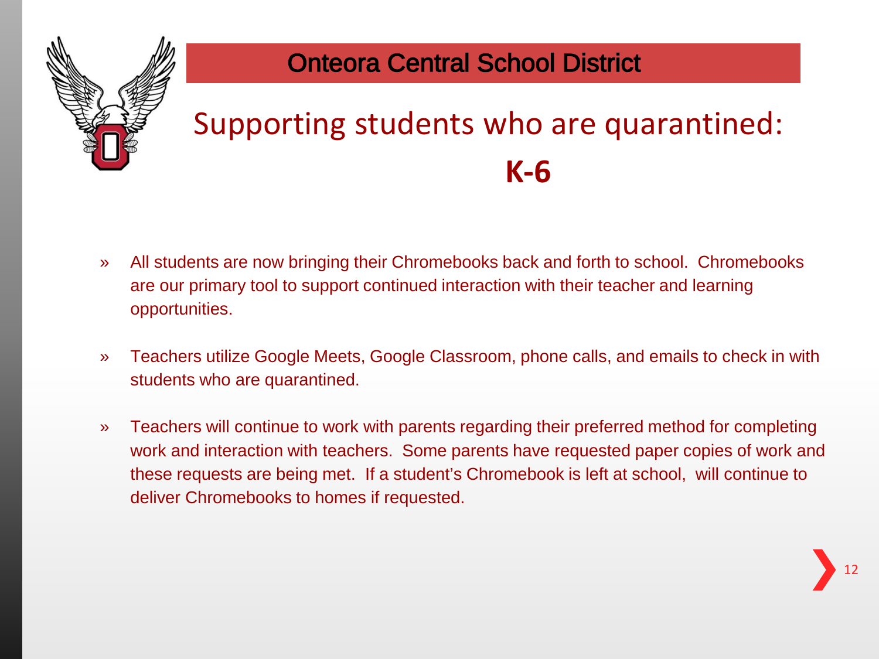Onteora Central School District

# Supporting students who are quarantined: K-6

» All students are now bringing their Chromebooks back and forth to school. Chromebooks are our primary tool to support continued interaction with their teacher and learning opportunities.

» Teachers utilize Google Meets, Google Classroom, phone calls, and emails to check in with students who are quarantined.

» Teachers will continue to work with parents regarding their preferred method for completing work and interaction with teachers. Some parents have requested paper copies of work and these requests are being met. If a student's Chromebook is left at school, will continue to deliver Chromebooks to homes if requested.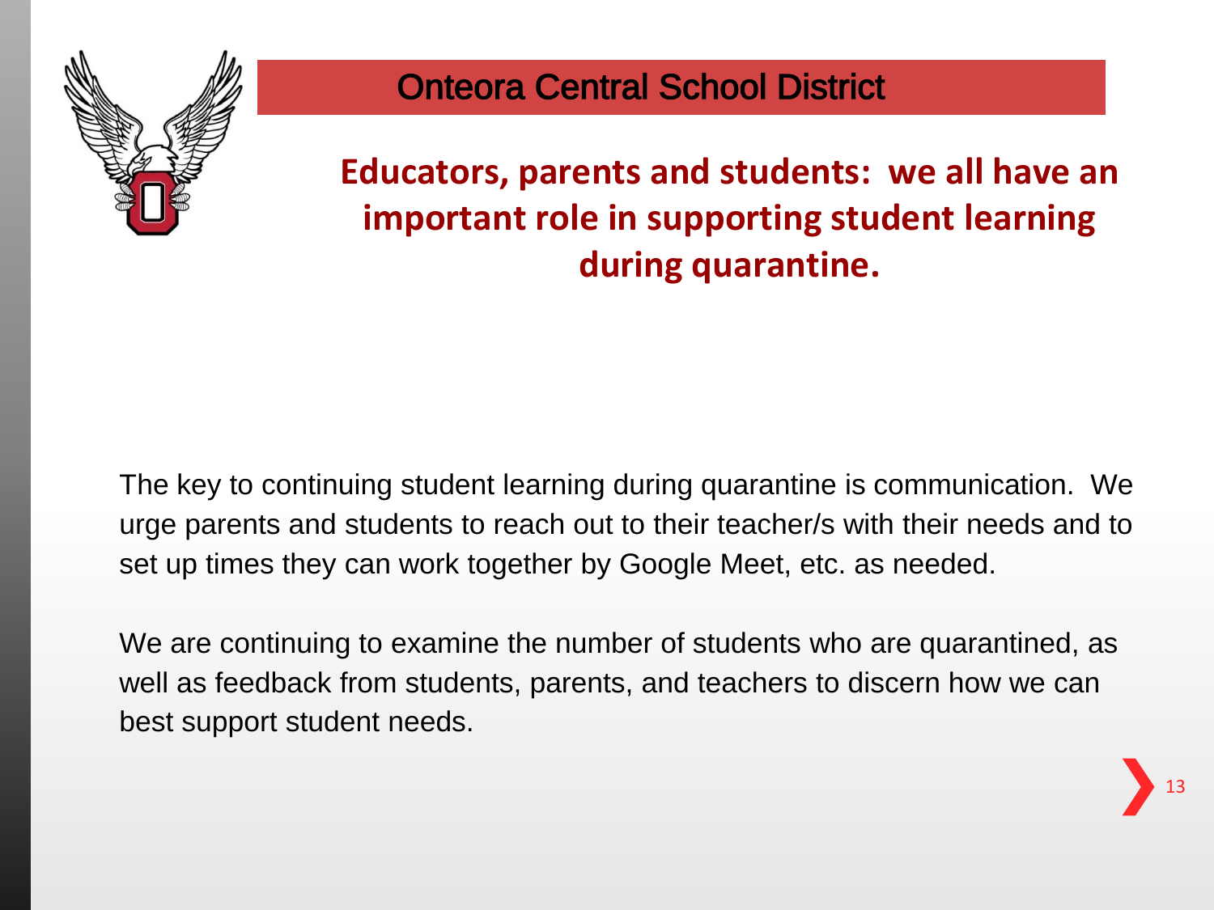# Onteora Central School District

## Educators, parents and students: we all have an important role in supporting student learning during quarantine.

The key to continuing student learning during quarantine is communication. We urge parents and students to reach out to their teacher/s with their needs and to set up times they can work together by Google Meet, etc. as needed.

We are continuing to examine the number of students who are quarantined, as well as feedback from students, parents, and teachers to discern how we can best support student needs.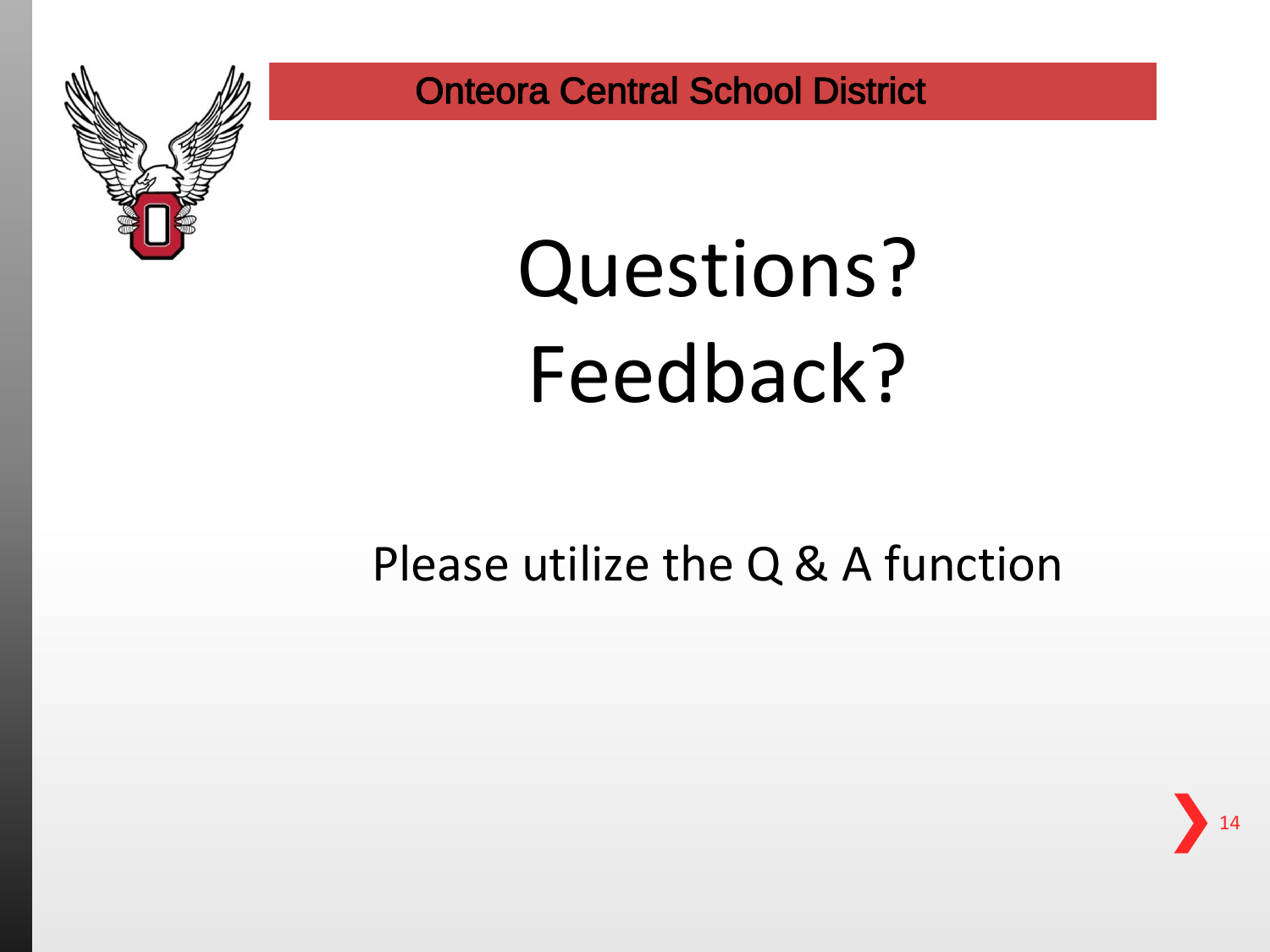Onteora Central School District

# Questions?
# Feedback?

Please utilize the Q & A function